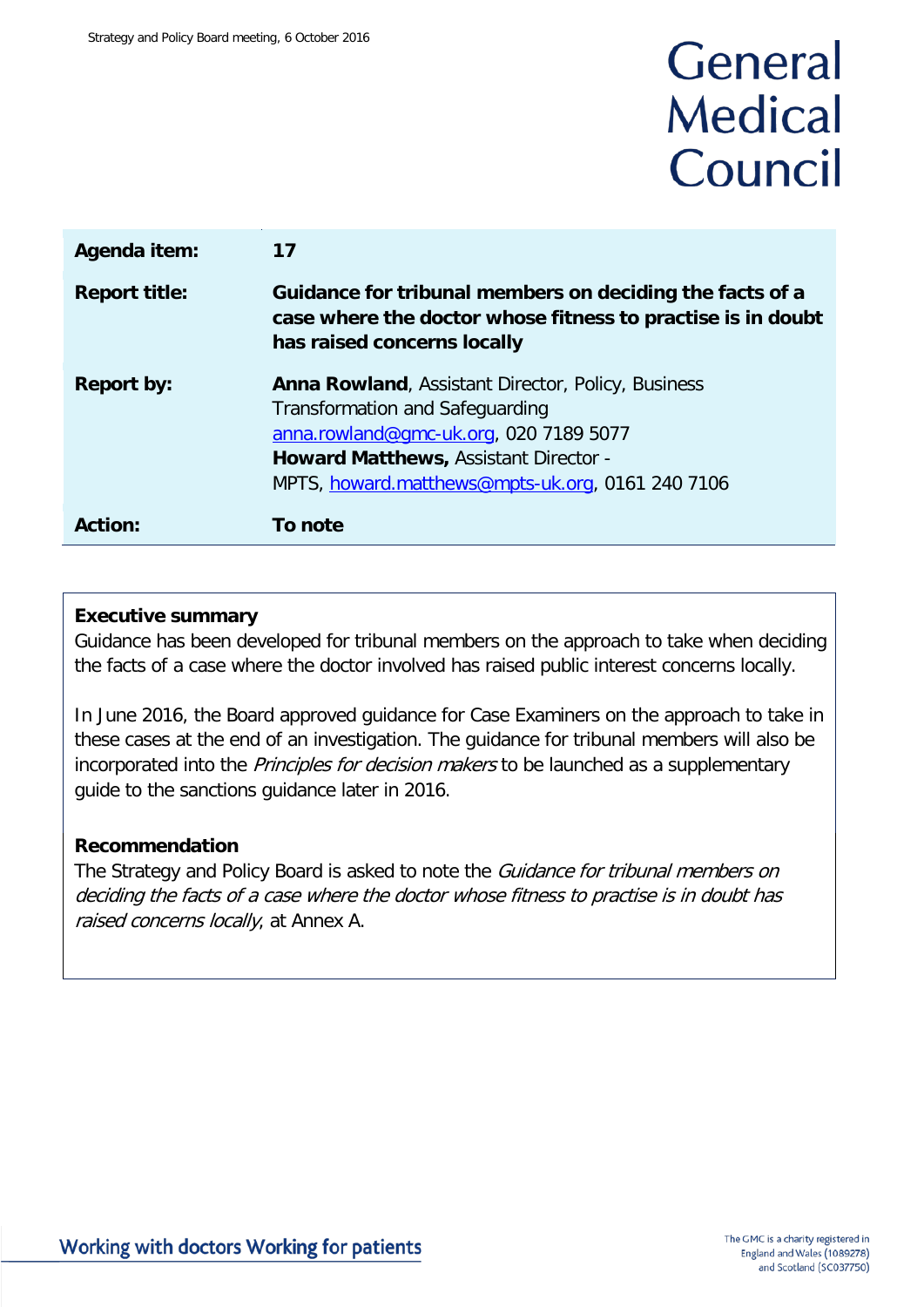# General Medical Council

| | |
|---|---|
| **Agenda item:** | **17** |
| **Report title:** | **Guidance for tribunal members on deciding the facts of a case where the doctor whose fitness to practise is in doubt has raised concerns locally** |
| **Report by:** | **Anna Rowland**, Assistant Director, Policy, Business Transformation and Safeguarding<br>anna.rowland@gmc-uk.org, 020 7189 5077<br>**Howard Matthews,** Assistant Director - MPTS, howard.matthews@mpts-uk.org, 0161 240 7106 |
| **Action:** | **To note** |

**Executive summary**

Guidance has been developed for tribunal members on the approach to take when deciding the facts of a case where the doctor involved has raised public interest concerns locally.

In June 2016, the Board approved guidance for Case Examiners on the approach to take in these cases at the end of an investigation. The guidance for tribunal members will also be incorporated into the *Principles for decision makers* to be launched as a supplementary guide to the sanctions guidance later in 2016.

**Recommendation**

The Strategy and Policy Board is asked to note the *Guidance for tribunal members on deciding the facts of a case where the doctor whose fitness to practise is in doubt has raised concerns locally*, at Annex A.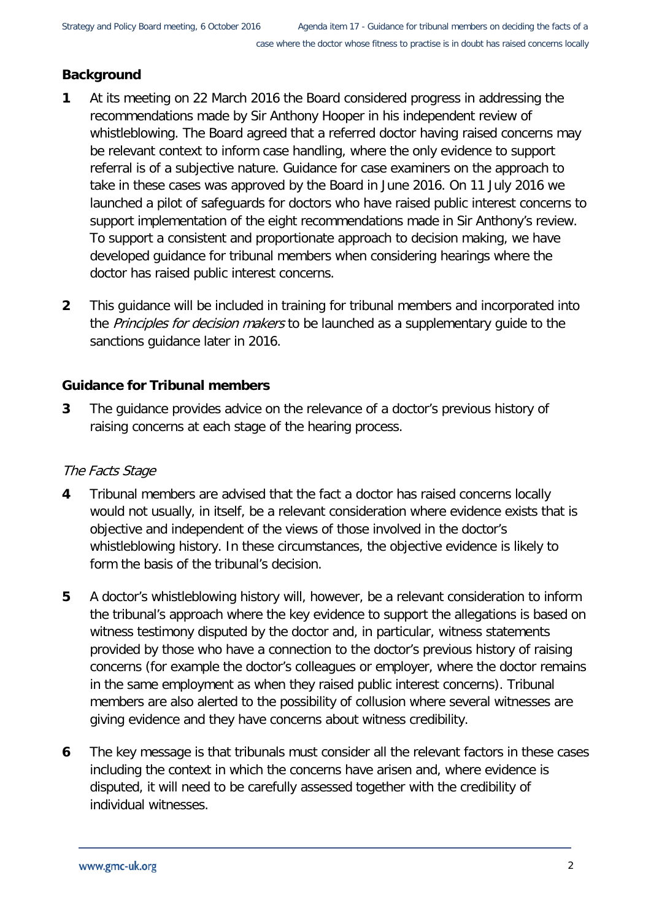## Background

**1** At its meeting on 22 March 2016 the Board considered progress in addressing the recommendations made by Sir Anthony Hooper in his independent review of whistleblowing. The Board agreed that a referred doctor having raised concerns may be relevant context to inform case handling, where the only evidence to support referral is of a subjective nature. Guidance for case examiners on the approach to take in these cases was approved by the Board in June 2016. On 11 July 2016 we launched a pilot of safeguards for doctors who have raised public interest concerns to support implementation of the eight recommendations made in Sir Anthony's review. To support a consistent and proportionate approach to decision making, we have developed guidance for tribunal members when considering hearings where the doctor has raised public interest concerns.

**2** This guidance will be included in training for tribunal members and incorporated into the *Principles for decision makers* to be launched as a supplementary guide to the sanctions guidance later in 2016.

## Guidance for Tribunal members

**3** The guidance provides advice on the relevance of a doctor's previous history of raising concerns at each stage of the hearing process.

### *The Facts Stage*

**4** Tribunal members are advised that the fact a doctor has raised concerns locally would not usually, in itself, be a relevant consideration where evidence exists that is objective and independent of the views of those involved in the doctor's whistleblowing history. In these circumstances, the objective evidence is likely to form the basis of the tribunal's decision.

**5** A doctor's whistleblowing history will, however, be a relevant consideration to inform the tribunal's approach where the key evidence to support the allegations is based on witness testimony disputed by the doctor and, in particular, witness statements provided by those who have a connection to the doctor's previous history of raising concerns (for example the doctor's colleagues or employer, where the doctor remains in the same employment as when they raised public interest concerns). Tribunal members are also alerted to the possibility of collusion where several witnesses are giving evidence and they have concerns about witness credibility.

**6** The key message is that tribunals must consider all the relevant factors in these cases including the context in which the concerns have arisen and, where evidence is disputed, it will need to be carefully assessed together with the credibility of individual witnesses.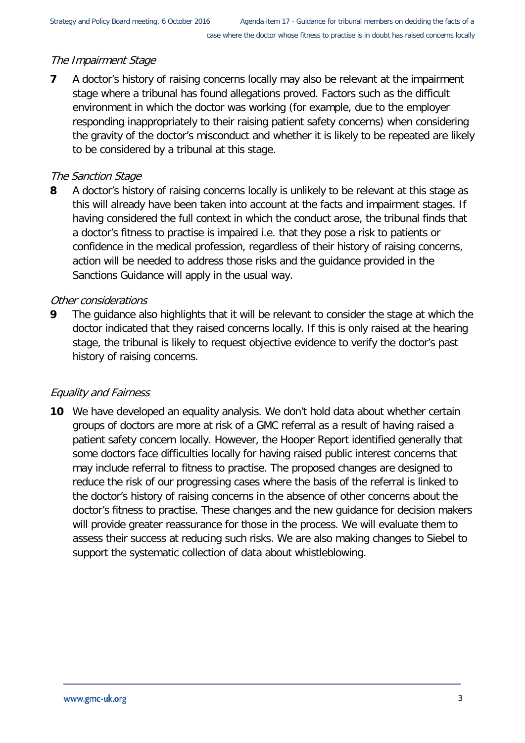*The Impairment Stage*

**7** A doctor's history of raising concerns locally may also be relevant at the impairment stage where a tribunal has found allegations proved. Factors such as the difficult environment in which the doctor was working (for example, due to the employer responding inappropriately to their raising patient safety concerns) when considering the gravity of the doctor's misconduct and whether it is likely to be repeated are likely to be considered by a tribunal at this stage.

*The Sanction Stage*

**8** A doctor's history of raising concerns locally is unlikely to be relevant at this stage as this will already have been taken into account at the facts and impairment stages. If having considered the full context in which the conduct arose, the tribunal finds that a doctor's fitness to practise is impaired i.e. that they pose a risk to patients or confidence in the medical profession, regardless of their history of raising concerns, action will be needed to address those risks and the guidance provided in the Sanctions Guidance will apply in the usual way.

*Other considerations*

**9** The guidance also highlights that it will be relevant to consider the stage at which the doctor indicated that they raised concerns locally. If this is only raised at the hearing stage, the tribunal is likely to request objective evidence to verify the doctor's past history of raising concerns.

*Equality and Fairness*

**10** We have developed an equality analysis. We don't hold data about whether certain groups of doctors are more at risk of a GMC referral as a result of having raised a patient safety concern locally. However, the Hooper Report identified generally that some doctors face difficulties locally for having raised public interest concerns that may include referral to fitness to practise. The proposed changes are designed to reduce the risk of our progressing cases where the basis of the referral is linked to the doctor's history of raising concerns in the absence of other concerns about the doctor's fitness to practise. These changes and the new guidance for decision makers will provide greater reassurance for those in the process. We will evaluate them to assess their success at reducing such risks. We are also making changes to Siebel to support the systematic collection of data about whistleblowing.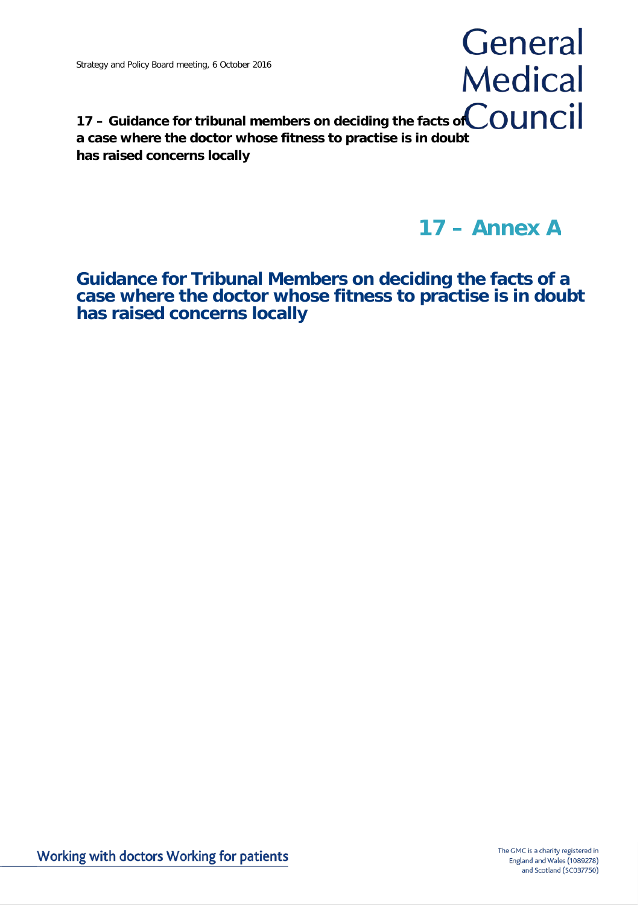**17 – Guidance for tribunal members on deciding the facts of a case where the doctor whose fitness to practise is in doubt has raised concerns locally**

# 17 – Annex A

## Guidance for Tribunal Members on deciding the facts of a case where the doctor whose fitness to practise is in doubt has raised concerns locally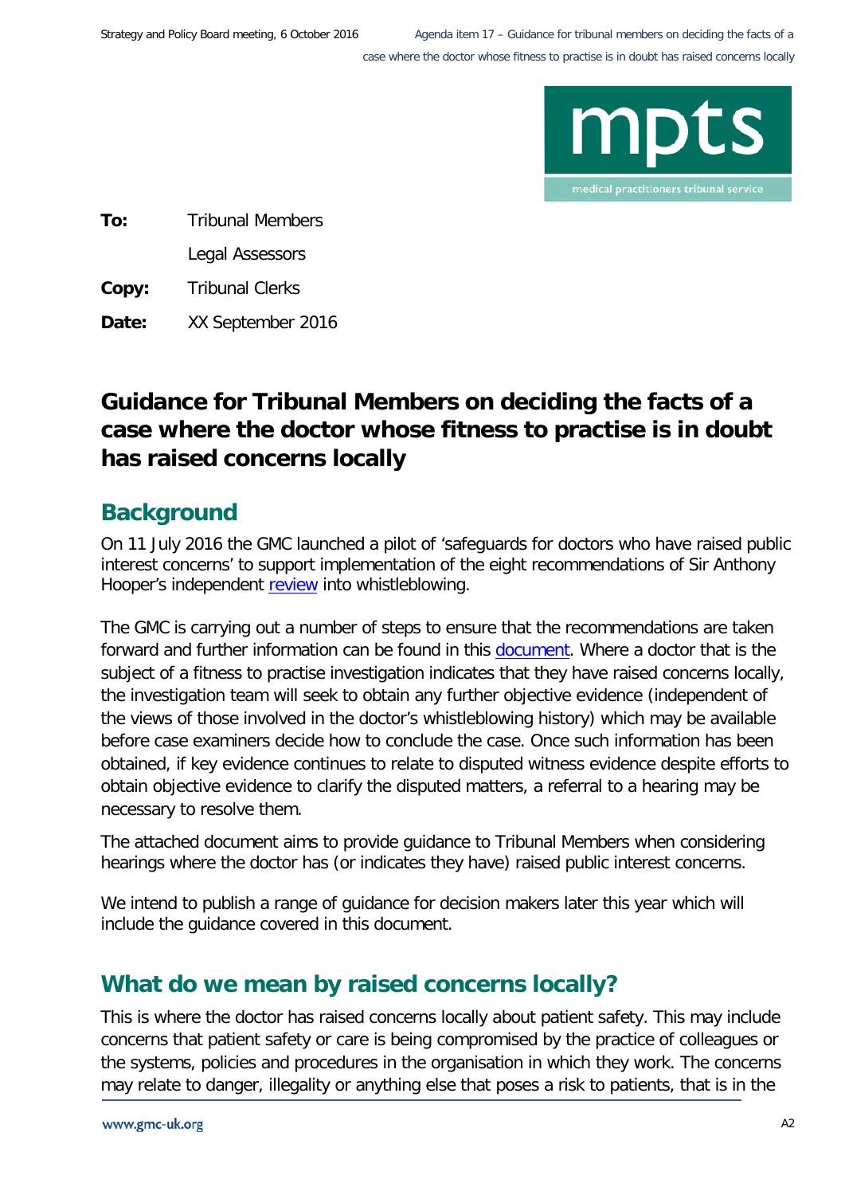**To:** Tribunal Members

Legal Assessors

**Copy:** Tribunal Clerks

**Date:** XX September 2016

# Guidance for Tribunal Members on deciding the facts of a case where the doctor whose fitness to practise is in doubt has raised concerns locally

## Background

On 11 July 2016 the GMC launched a pilot of 'safeguards for doctors who have raised public interest concerns' to support implementation of the eight recommendations of Sir Anthony Hooper's independent review into whistleblowing.

The GMC is carrying out a number of steps to ensure that the recommendations are taken forward and further information can be found in this document. Where a doctor that is the subject of a fitness to practise investigation indicates that they have raised concerns locally, the investigation team will seek to obtain any further objective evidence (independent of the views of those involved in the doctor's whistleblowing history) which may be available before case examiners decide how to conclude the case. Once such information has been obtained, if key evidence continues to relate to disputed witness evidence despite efforts to obtain objective evidence to clarify the disputed matters, a referral to a hearing may be necessary to resolve them.

The attached document aims to provide guidance to Tribunal Members when considering hearings where the doctor has (or indicates they have) raised public interest concerns.

We intend to publish a range of guidance for decision makers later this year which will include the guidance covered in this document.

## What do we mean by raised concerns locally?

This is where the doctor has raised concerns locally about patient safety. This may include concerns that patient safety or care is being compromised by the practice of colleagues or the systems, policies and procedures in the organisation in which they work. The concerns may relate to danger, illegality or anything else that poses a risk to patients, that is in the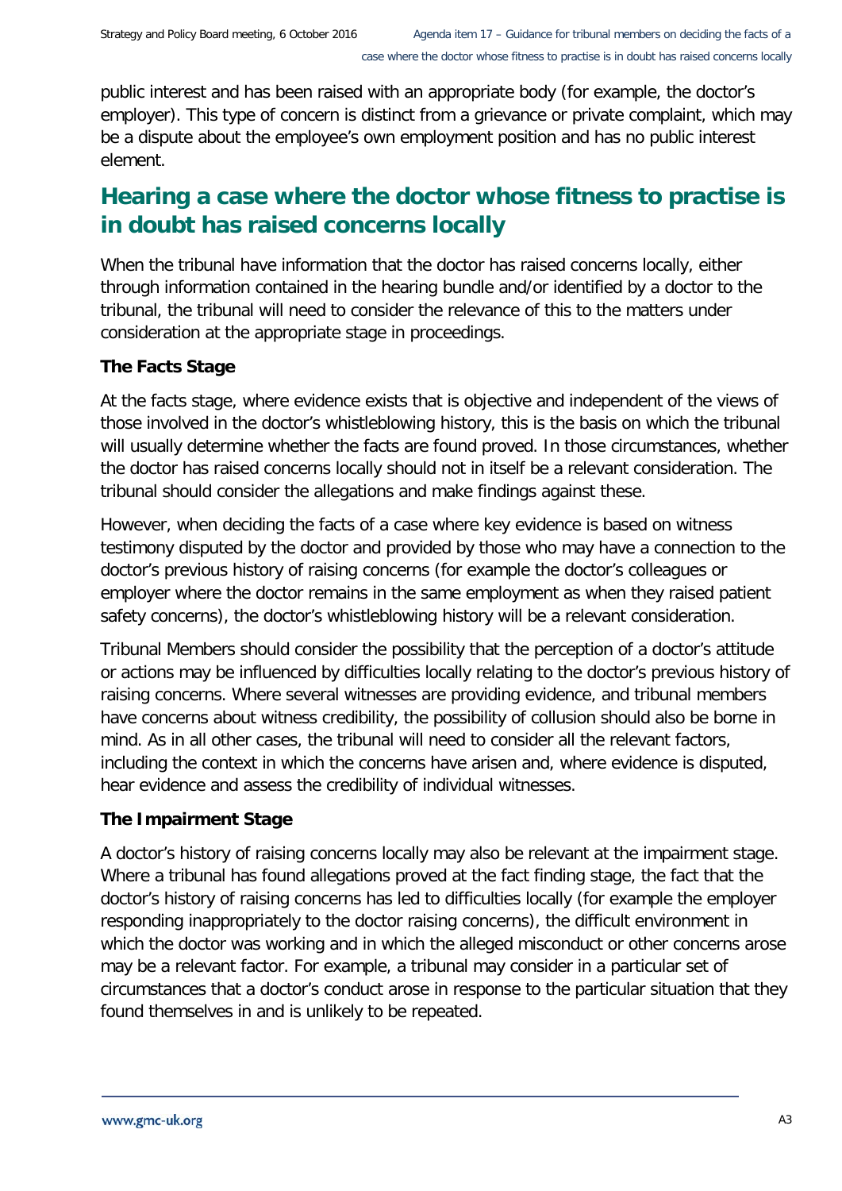public interest and has been raised with an appropriate body (for example, the doctor's employer). This type of concern is distinct from a grievance or private complaint, which may be a dispute about the employee's own employment position and has no public interest element.

## Hearing a case where the doctor whose fitness to practise is in doubt has raised concerns locally

When the tribunal have information that the doctor has raised concerns locally, either through information contained in the hearing bundle and/or identified by a doctor to the tribunal, the tribunal will need to consider the relevance of this to the matters under consideration at the appropriate stage in proceedings.

### The Facts Stage

At the facts stage, where evidence exists that is objective and independent of the views of those involved in the doctor's whistleblowing history, this is the basis on which the tribunal will usually determine whether the facts are found proved. In those circumstances, whether the doctor has raised concerns locally should not in itself be a relevant consideration. The tribunal should consider the allegations and make findings against these.

However, when deciding the facts of a case where key evidence is based on witness testimony disputed by the doctor and provided by those who may have a connection to the doctor's previous history of raising concerns (for example the doctor's colleagues or employer where the doctor remains in the same employment as when they raised patient safety concerns), the doctor's whistleblowing history will be a relevant consideration.

Tribunal Members should consider the possibility that the perception of a doctor's attitude or actions may be influenced by difficulties locally relating to the doctor's previous history of raising concerns. Where several witnesses are providing evidence, and tribunal members have concerns about witness credibility, the possibility of collusion should also be borne in mind. As in all other cases, the tribunal will need to consider all the relevant factors, including the context in which the concerns have arisen and, where evidence is disputed, hear evidence and assess the credibility of individual witnesses.

### The Impairment Stage

A doctor's history of raising concerns locally may also be relevant at the impairment stage. Where a tribunal has found allegations proved at the fact finding stage, the fact that the doctor's history of raising concerns has led to difficulties locally (for example the employer responding inappropriately to the doctor raising concerns), the difficult environment in which the doctor was working and in which the alleged misconduct or other concerns arose may be a relevant factor. For example, a tribunal may consider in a particular set of circumstances that a doctor's conduct arose in response to the particular situation that they found themselves in and is unlikely to be repeated.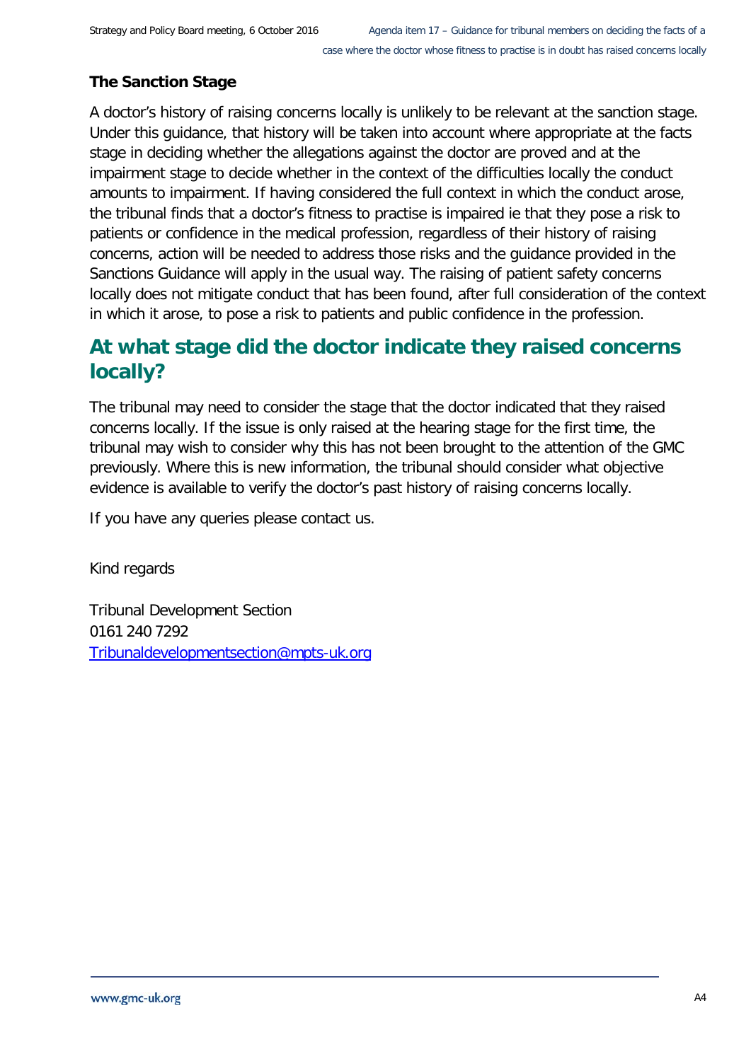### The Sanction Stage

A doctor's history of raising concerns locally is unlikely to be relevant at the sanction stage. Under this guidance, that history will be taken into account where appropriate at the facts stage in deciding whether the allegations against the doctor are proved and at the impairment stage to decide whether in the context of the difficulties locally the conduct amounts to impairment. If having considered the full context in which the conduct arose, the tribunal finds that a doctor's fitness to practise is impaired ie that they pose a risk to patients or confidence in the medical profession, regardless of their history of raising concerns, action will be needed to address those risks and the guidance provided in the Sanctions Guidance will apply in the usual way. The raising of patient safety concerns locally does not mitigate conduct that has been found, after full consideration of the context in which it arose, to pose a risk to patients and public confidence in the profession.

## At what stage did the doctor indicate they raised concerns locally?

The tribunal may need to consider the stage that the doctor indicated that they raised concerns locally. If the issue is only raised at the hearing stage for the first time, the tribunal may wish to consider why this has not been brought to the attention of the GMC previously. Where this is new information, the tribunal should consider what objective evidence is available to verify the doctor's past history of raising concerns locally.

If you have any queries please contact us.

Kind regards

Tribunal Development Section
0161 240 7292
Tribunaldevelopmentsection@mpts-uk.org